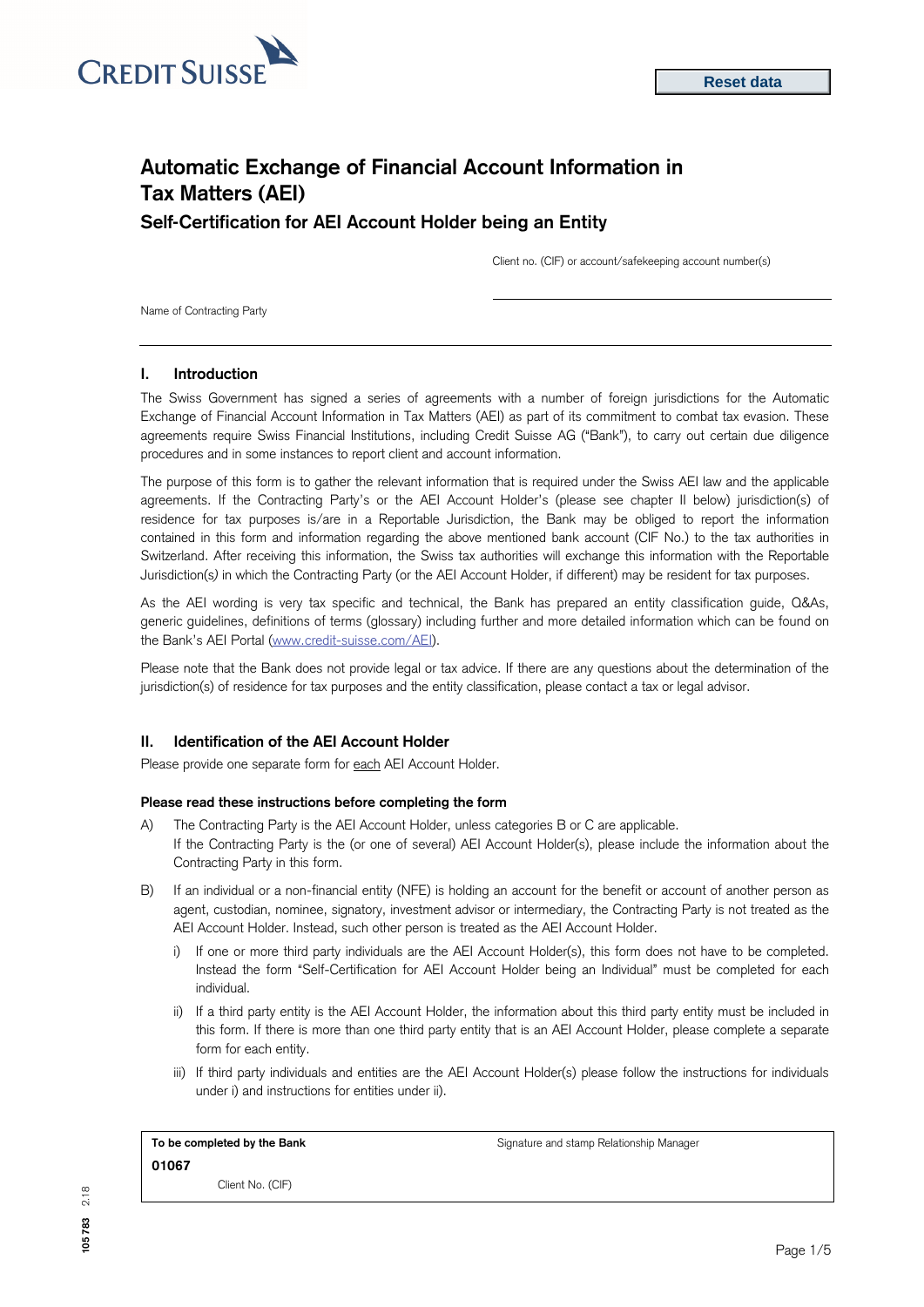CREDIT SUISSE

Reset data

# Automatic Exchange of Financial Account Information in Tax Matters (AEI)

## Self-Certification for AEI Account Holder being an Entity

Client no. (CIF) or account/safekeeping account number(s)

Name of Contracting Party

### I. Introduction

The Swiss Government has signed a series of agreements with a number of foreign jurisdictions for the Automatic Exchange of Financial Account Information in Tax Matters (AEI) as part of its commitment to combat tax evasion. These agreements require Swiss Financial Institutions, including Credit Suisse AG ("Bank"), to carry out certain due diligence procedures and in some instances to report client and account information.

The purpose of this form is to gather the relevant information that is required under the Swiss AEI law and the applicable agreements. If the Contracting Party's or the AEI Account Holder's (please see chapter II below) jurisdiction(s) of residence for tax purposes is/are in a Reportable Jurisdiction, the Bank may be obliged to report the information contained in this form and information regarding the above mentioned bank account (CIF No.) to the tax authorities in Switzerland. After receiving this information, the Swiss tax authorities will exchange this information with the Reportable Jurisdiction(s) in which the Contracting Party (or the AEI Account Holder, if different) may be resident for tax purposes.

As the AEI wording is very tax specific and technical, the Bank has prepared an entity classification guide, Q&As, generic guidelines, definitions of terms (glossary) including further and more detailed information which can be found on the Bank's AEI Portal (www.credit-suisse.com/AEI).

Please note that the Bank does not provide legal or tax advice. If there are any questions about the determination of the jurisdiction(s) of residence for tax purposes and the entity classification, please contact a tax or legal advisor.

### II. Identification of the AEI Account Holder

Please provide one separate form for each AEI Account Holder.

**Please read these instructions before completing the form**

A) The Contracting Party is the AEI Account Holder, unless categories B or C are applicable.
If the Contracting Party is the (or one of several) AEI Account Holder(s), please include the information about the Contracting Party in this form.

B) If an individual or a non-financial entity (NFE) is holding an account for the benefit or account of another person as agent, custodian, nominee, signatory, investment advisor or intermediary, the Contracting Party is not treated as the AEI Account Holder. Instead, such other person is treated as the AEI Account Holder.

   i) If one or more third party individuals are the AEI Account Holder(s), this form does not have to be completed. Instead the form "Self-Certification for AEI Account Holder being an Individual" must be completed for each individual.

   ii) If a third party entity is the AEI Account Holder, the information about this third party entity must be included in this form. If there is more than one third party entity that is an AEI Account Holder, please complete a separate form for each entity.

   iii) If third party individuals and entities are the AEI Account Holder(s) please follow the instructions for individuals under i) and instructions for entities under ii).

| **To be completed by the Bank** | Signature and stamp Relationship Manager |
| --- | --- |
| **01067** | |
| Client No. (CIF) | |

105 783 2.18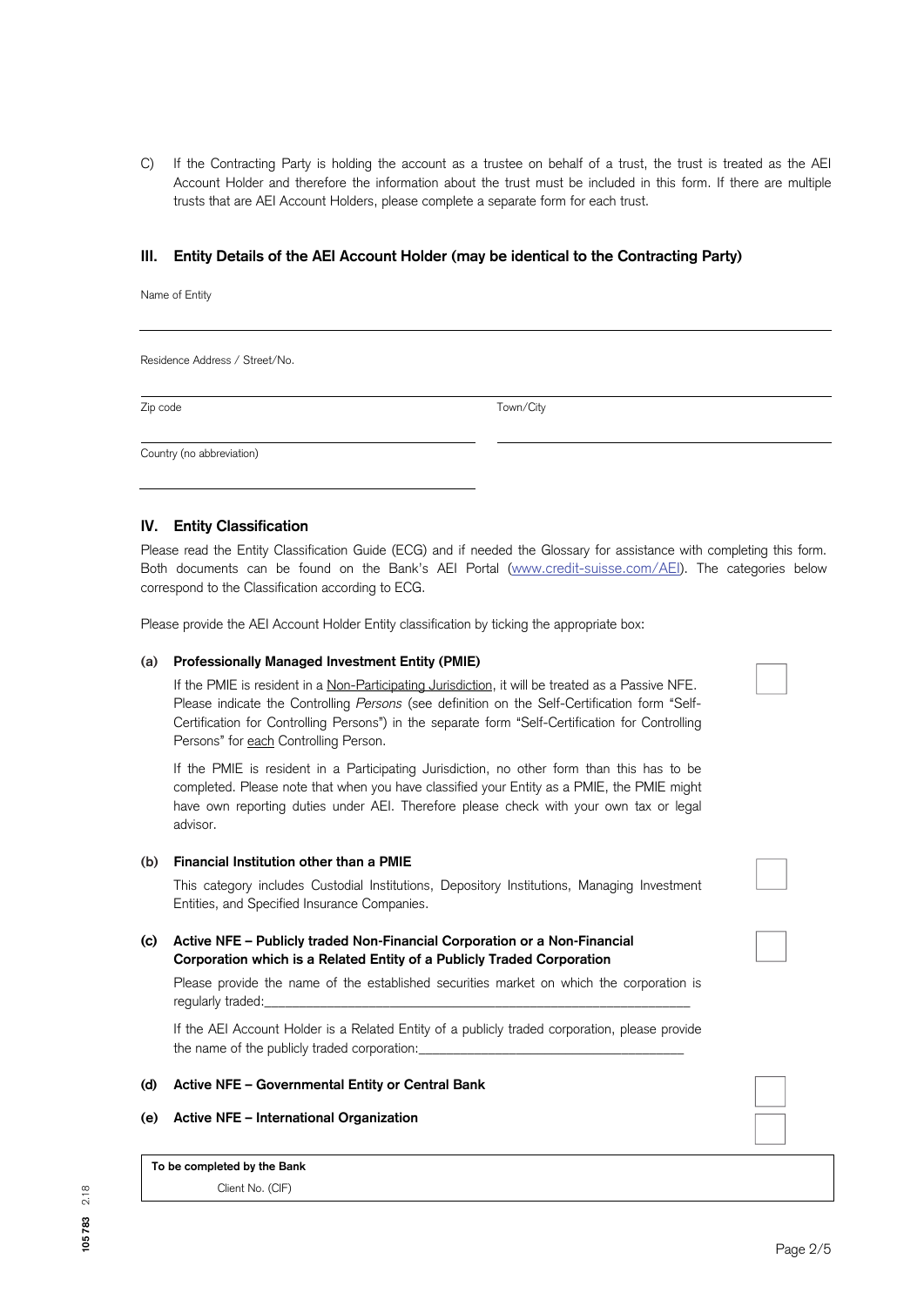C) If the Contracting Party is holding the account as a trustee on behalf of a trust, the trust is treated as the AEI Account Holder and therefore the information about the trust must be included in this form. If there are multiple trusts that are AEI Account Holders, please complete a separate form for each trust.

## III. Entity Details of the AEI Account Holder (may be identical to the Contracting Party)

Name of Entity

______________________________

Residence Address / Street/No.

______________________________

Zip code ______________________________ Town/City ______________________________

Country (no abbreviation)

______________________________

## IV. Entity Classification

Please read the Entity Classification Guide (ECG) and if needed the Glossary for assistance with completing this form. Both documents can be found on the Bank's AEI Portal (www.credit-suisse.com/AEI). The categories below correspond to the Classification according to ECG.

Please provide the AEI Account Holder Entity classification by ticking the appropriate box:

**(a) Professionally Managed Investment Entity (PMIE)** ☐

If the PMIE is resident in a Non-Participating Jurisdiction, it will be treated as a Passive NFE. Please indicate the Controlling *Persons* (see definition on the Self-Certification form "Self-Certification for Controlling Persons") in the separate form "Self-Certification for Controlling Persons" for each Controlling Person.

If the PMIE is resident in a Participating Jurisdiction, no other form than this has to be completed. Please note that when you have classified your Entity as a PMIE, the PMIE might have own reporting duties under AEI. Therefore please check with your own tax or legal advisor.

**(b) Financial Institution other than a PMIE** ☐

This category includes Custodial Institutions, Depository Institutions, Managing Investment Entities, and Specified Insurance Companies.

**(c) Active NFE – Publicly traded Non-Financial Corporation or a Non-Financial Corporation which is a Related Entity of a Publicly Traded Corporation** ☐

Please provide the name of the established securities market on which the corporation is regularly traded:______________________________

If the AEI Account Holder is a Related Entity of a publicly traded corporation, please provide the name of the publicly traded corporation:______________________________

**(d) Active NFE – Governmental Entity or Central Bank** ☐

**(e) Active NFE – International Organization** ☐

**To be completed by the Bank**

Client No. (CIF)

105 783 2.18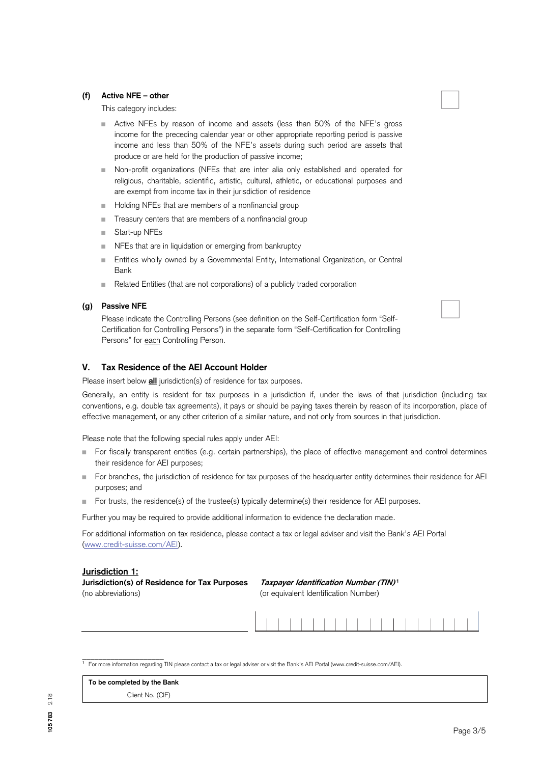**(f) Active NFE – other** ☐

This category includes:

- Active NFEs by reason of income and assets (less than 50% of the NFE's gross income for the preceding calendar year or other appropriate reporting period is passive income and less than 50% of the NFE's assets during such period are assets that produce or are held for the production of passive income;
- Non-profit organizations (NFEs that are inter alia only established and operated for religious, charitable, scientific, artistic, cultural, athletic, or educational purposes and are exempt from income tax in their jurisdiction of residence
- Holding NFEs that are members of a nonfinancial group
- Treasury centers that are members of a nonfinancial group
- Start-up NFEs
- NFEs that are in liquidation or emerging from bankruptcy
- Entities wholly owned by a Governmental Entity, International Organization, or Central Bank
- Related Entities (that are not corporations) of a publicly traded corporation

**(g) Passive NFE** ☐

Please indicate the Controlling Persons (see definition on the Self-Certification form "Self-Certification for Controlling Persons") in the separate form "Self-Certification for Controlling Persons" for each Controlling Person.

## V. Tax Residence of the AEI Account Holder

Please insert below **all** jurisdiction(s) of residence for tax purposes.

Generally, an entity is resident for tax purposes in a jurisdiction if, under the laws of that jurisdiction (including tax conventions, e.g. double tax agreements), it pays or should be paying taxes therein by reason of its incorporation, place of effective management, or any other criterion of a similar nature, and not only from sources in that jurisdiction.

Please note that the following special rules apply under AEI:

- For fiscally transparent entities (e.g. certain partnerships), the place of effective management and control determines their residence for AEI purposes;
- For branches, the jurisdiction of residence for tax purposes of the headquarter entity determines their residence for AEI purposes; and
- For trusts, the residence(s) of the trustee(s) typically determine(s) their residence for AEI purposes.

Further you may be required to provide additional information to evidence the declaration made.

For additional information on tax residence, please contact a tax or legal adviser and visit the Bank's AEI Portal (www.credit-suisse.com/AEI).

**Jurisdiction 1:**

| **Jurisdiction(s) of Residence for Tax Purposes** (no abbreviations) | ***Taxpayer Identification Number (TIN)***[1] (or equivalent Identification Number) |
|---|---|
| | |

[1] For more information regarding TIN please contact a tax or legal adviser or visit the Bank's AEI Portal (www.credit-suisse.com/AEI).

| **To be completed by the Bank** |
|---|
| Client No. (CIF) |

105 783 2.18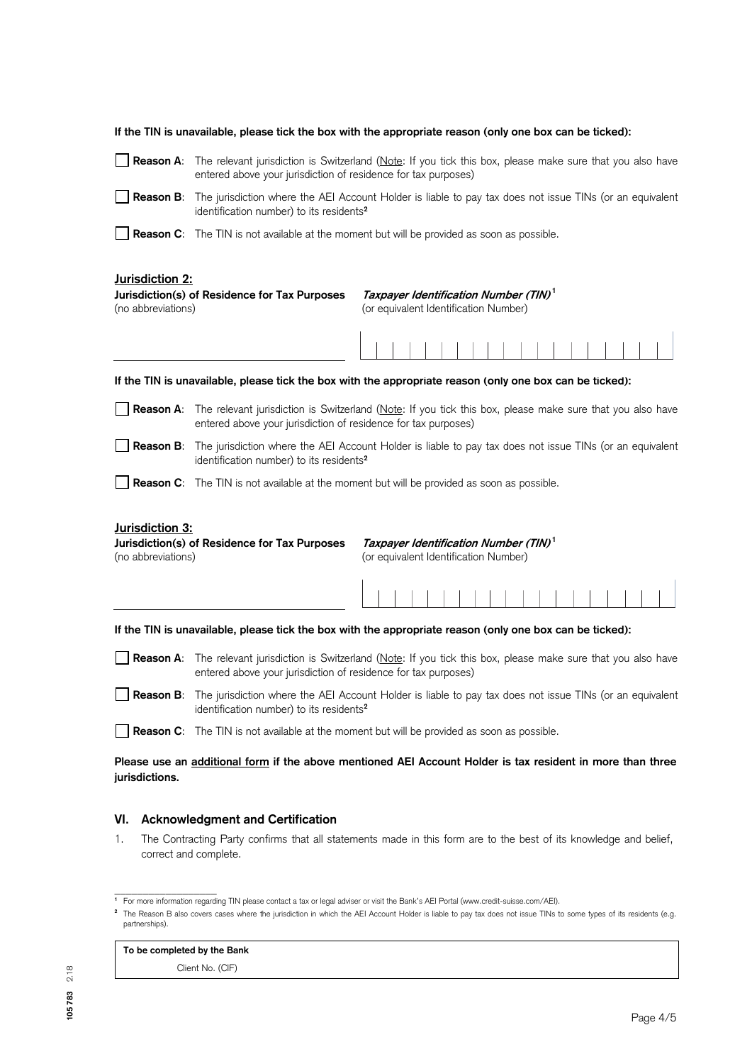**If the TIN is unavailable, please tick the box with the appropriate reason (only one box can be ticked):**

☐ **Reason A**: The relevant jurisdiction is Switzerland (Note: If you tick this box, please make sure that you also have entered above your jurisdiction of residence for tax purposes)

☐ **Reason B**: The jurisdiction where the AEI Account Holder is liable to pay tax does not issue TINs (or an equivalent identification number) to its residents[2]

☐ **Reason C**: The TIN is not available at the moment but will be provided as soon as possible.

**Jurisdiction 2:**

**Jurisdiction(s) of Residence for Tax Purposes** (no abbreviations)

***Taxpayer Identification Number (TIN)***[1] (or equivalent Identification Number)

**If the TIN is unavailable, please tick the box with the appropriate reason (only one box can be ticked):**

☐ **Reason A**: The relevant jurisdiction is Switzerland (Note: If you tick this box, please make sure that you also have entered above your jurisdiction of residence for tax purposes)

☐ **Reason B**: The jurisdiction where the AEI Account Holder is liable to pay tax does not issue TINs (or an equivalent identification number) to its residents[2]

☐ **Reason C**: The TIN is not available at the moment but will be provided as soon as possible.

**Jurisdiction 3:**

**Jurisdiction(s) of Residence for Tax Purposes** (no abbreviations)

***Taxpayer Identification Number (TIN)***[1] (or equivalent Identification Number)

**If the TIN is unavailable, please tick the box with the appropriate reason (only one box can be ticked):**

☐ **Reason A**: The relevant jurisdiction is Switzerland (Note: If you tick this box, please make sure that you also have entered above your jurisdiction of residence for tax purposes)

☐ **Reason B**: The jurisdiction where the AEI Account Holder is liable to pay tax does not issue TINs (or an equivalent identification number) to its residents[2]

☐ **Reason C**: The TIN is not available at the moment but will be provided as soon as possible.

**Please use an additional form if the above mentioned AEI Account Holder is tax resident in more than three jurisdictions.**

## VI. Acknowledgment and Certification

1. The Contracting Party confirms that all statements made in this form are to the best of its knowledge and belief, correct and complete.

---

[1] For more information regarding TIN please contact a tax or legal adviser or visit the Bank's AEI Portal (www.credit-suisse.com/AEI).

[2] The Reason B also covers cases where the jurisdiction in which the AEI Account Holder is liable to pay tax does not issue TINs to some types of its residents (e.g. partnerships).

**To be completed by the Bank**

Client No. (CIF)

105 783 2.18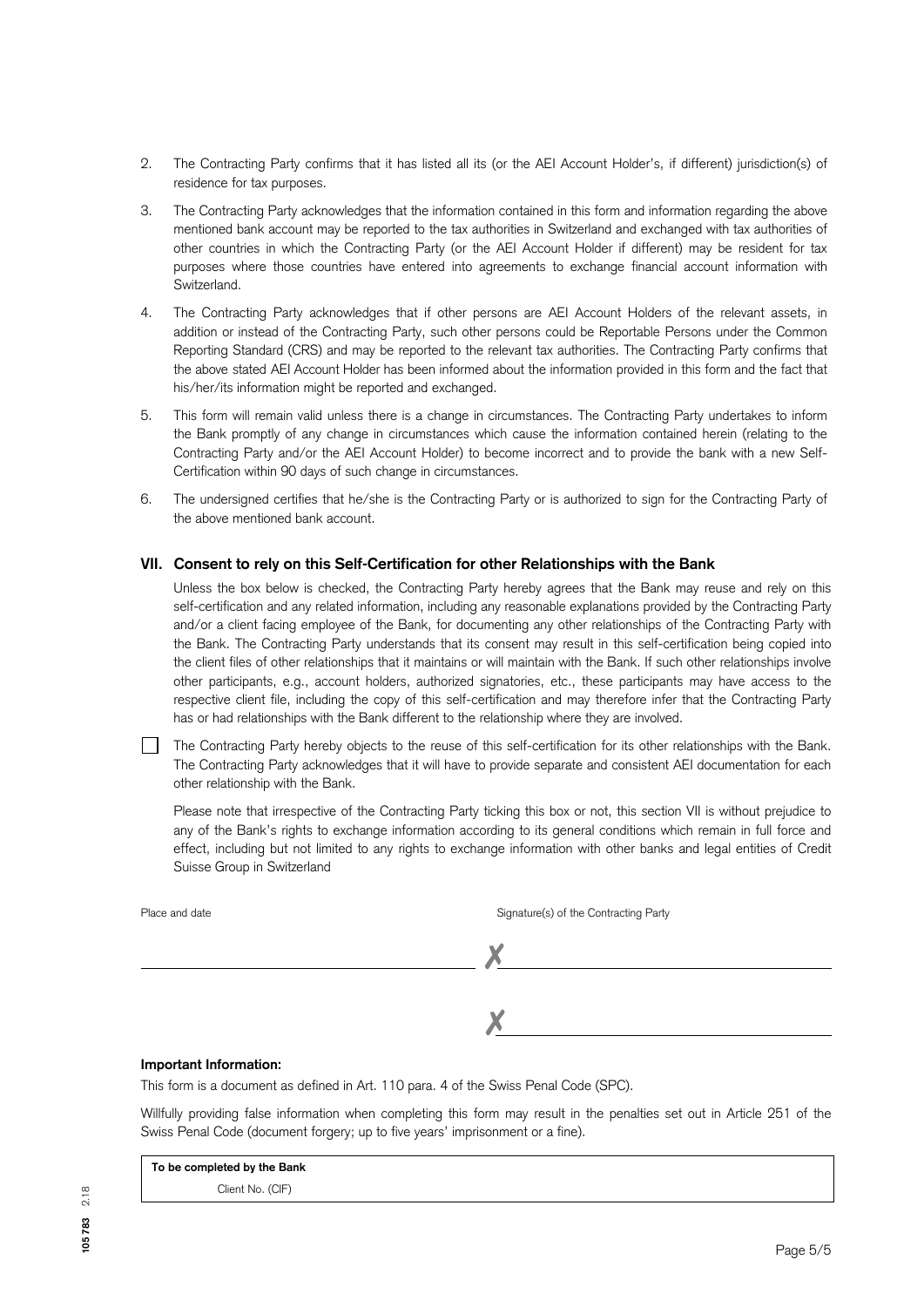2. The Contracting Party confirms that it has listed all its (or the AEI Account Holder's, if different) jurisdiction(s) of residence for tax purposes.

3. The Contracting Party acknowledges that the information contained in this form and information regarding the above mentioned bank account may be reported to the tax authorities in Switzerland and exchanged with tax authorities of other countries in which the Contracting Party (or the AEI Account Holder if different) may be resident for tax purposes where those countries have entered into agreements to exchange financial account information with Switzerland.

4. The Contracting Party acknowledges that if other persons are AEI Account Holders of the relevant assets, in addition or instead of the Contracting Party, such other persons could be Reportable Persons under the Common Reporting Standard (CRS) and may be reported to the relevant tax authorities. The Contracting Party confirms that the above stated AEI Account Holder has been informed about the information provided in this form and the fact that his/her/its information might be reported and exchanged.

5. This form will remain valid unless there is a change in circumstances. The Contracting Party undertakes to inform the Bank promptly of any change in circumstances which cause the information contained herein (relating to the Contracting Party and/or the AEI Account Holder) to become incorrect and to provide the bank with a new Self-Certification within 90 days of such change in circumstances.

6. The undersigned certifies that he/she is the Contracting Party or is authorized to sign for the Contracting Party of the above mentioned bank account.

## VII. Consent to rely on this Self-Certification for other Relationships with the Bank

Unless the box below is checked, the Contracting Party hereby agrees that the Bank may reuse and rely on this self-certification and any related information, including any reasonable explanations provided by the Contracting Party and/or a client facing employee of the Bank, for documenting any other relationships of the Contracting Party with the Bank. The Contracting Party understands that its consent may result in this self-certification being copied into the client files of other relationships that it maintains or will maintain with the Bank. If such other relationships involve other participants, e.g., account holders, authorized signatories, etc., these participants may have access to the respective client file, including the copy of this self-certification and may therefore infer that the Contracting Party has or had relationships with the Bank different to the relationship where they are involved.

☐ The Contracting Party hereby objects to the reuse of this self-certification for its other relationships with the Bank. The Contracting Party acknowledges that it will have to provide separate and consistent AEI documentation for each other relationship with the Bank.

Please note that irrespective of the Contracting Party ticking this box or not, this section VII is without prejudice to any of the Bank's rights to exchange information according to its general conditions which remain in full force and effect, including but not limited to any rights to exchange information with other banks and legal entities of Credit Suisse Group in Switzerland

Place and date ______________________

Signature(s) of the Contracting Party

✗ ______________________

✗ ______________________

**Important Information:**

This form is a document as defined in Art. 110 para. 4 of the Swiss Penal Code (SPC).

Willfully providing false information when completing this form may result in the penalties set out in Article 251 of the Swiss Penal Code (document forgery; up to five years' imprisonment or a fine).

| **To be completed by the Bank** |
| --- |
| Client No. (CIF) |

105 783 2.18